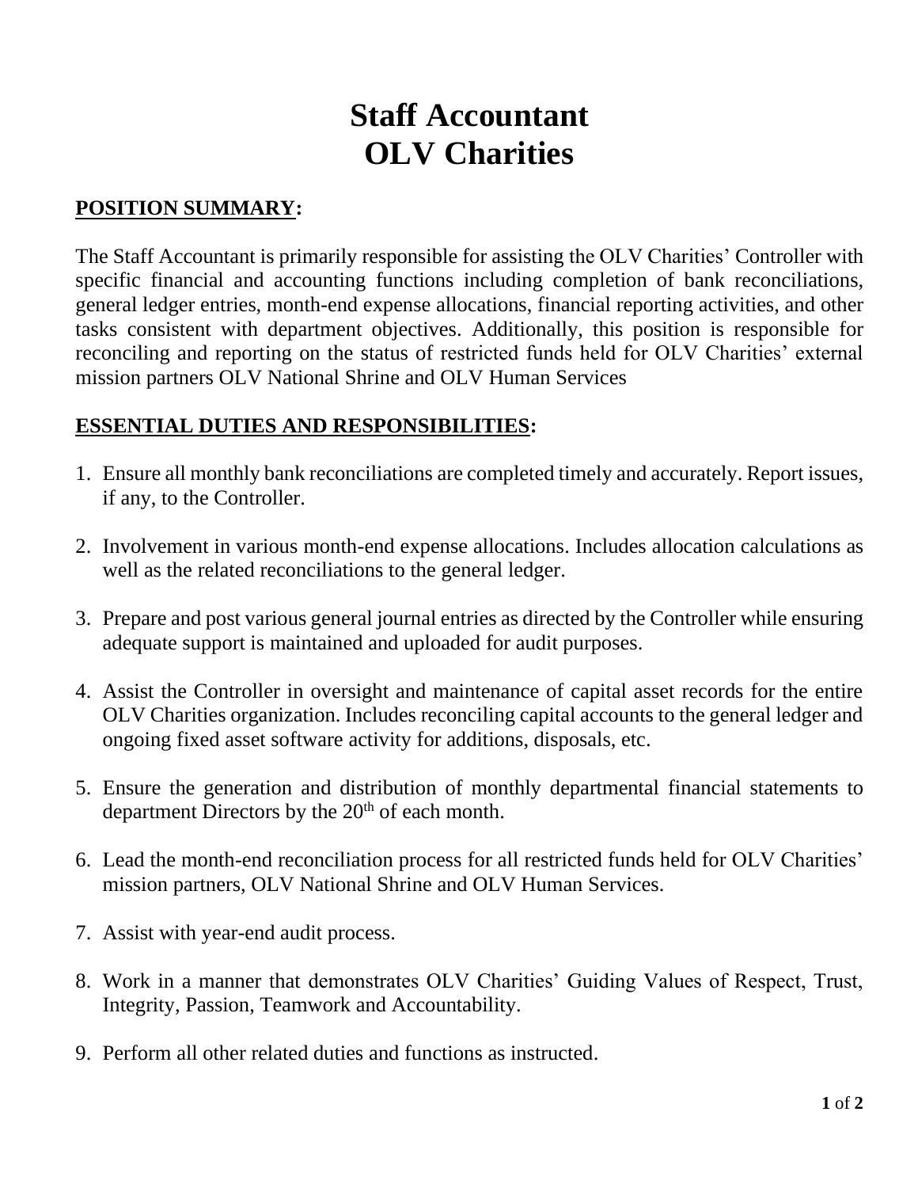# Staff Accountant
# OLV Charities

## POSITION SUMMARY:

The Staff Accountant is primarily responsible for assisting the OLV Charities' Controller with specific financial and accounting functions including completion of bank reconciliations, general ledger entries, month-end expense allocations, financial reporting activities, and other tasks consistent with department objectives. Additionally, this position is responsible for reconciling and reporting on the status of restricted funds held for OLV Charities' external mission partners OLV National Shrine and OLV Human Services

## ESSENTIAL DUTIES AND RESPONSIBILITIES:

1. Ensure all monthly bank reconciliations are completed timely and accurately. Report issues, if any, to the Controller.

2. Involvement in various month-end expense allocations. Includes allocation calculations as well as the related reconciliations to the general ledger.

3. Prepare and post various general journal entries as directed by the Controller while ensuring adequate support is maintained and uploaded for audit purposes.

4. Assist the Controller in oversight and maintenance of capital asset records for the entire OLV Charities organization. Includes reconciling capital accounts to the general ledger and ongoing fixed asset software activity for additions, disposals, etc.

5. Ensure the generation and distribution of monthly departmental financial statements to department Directors by the 20th of each month.

6. Lead the month-end reconciliation process for all restricted funds held for OLV Charities' mission partners, OLV National Shrine and OLV Human Services.

7. Assist with year-end audit process.

8. Work in a manner that demonstrates OLV Charities' Guiding Values of Respect, Trust, Integrity, Passion, Teamwork and Accountability.

9. Perform all other related duties and functions as instructed.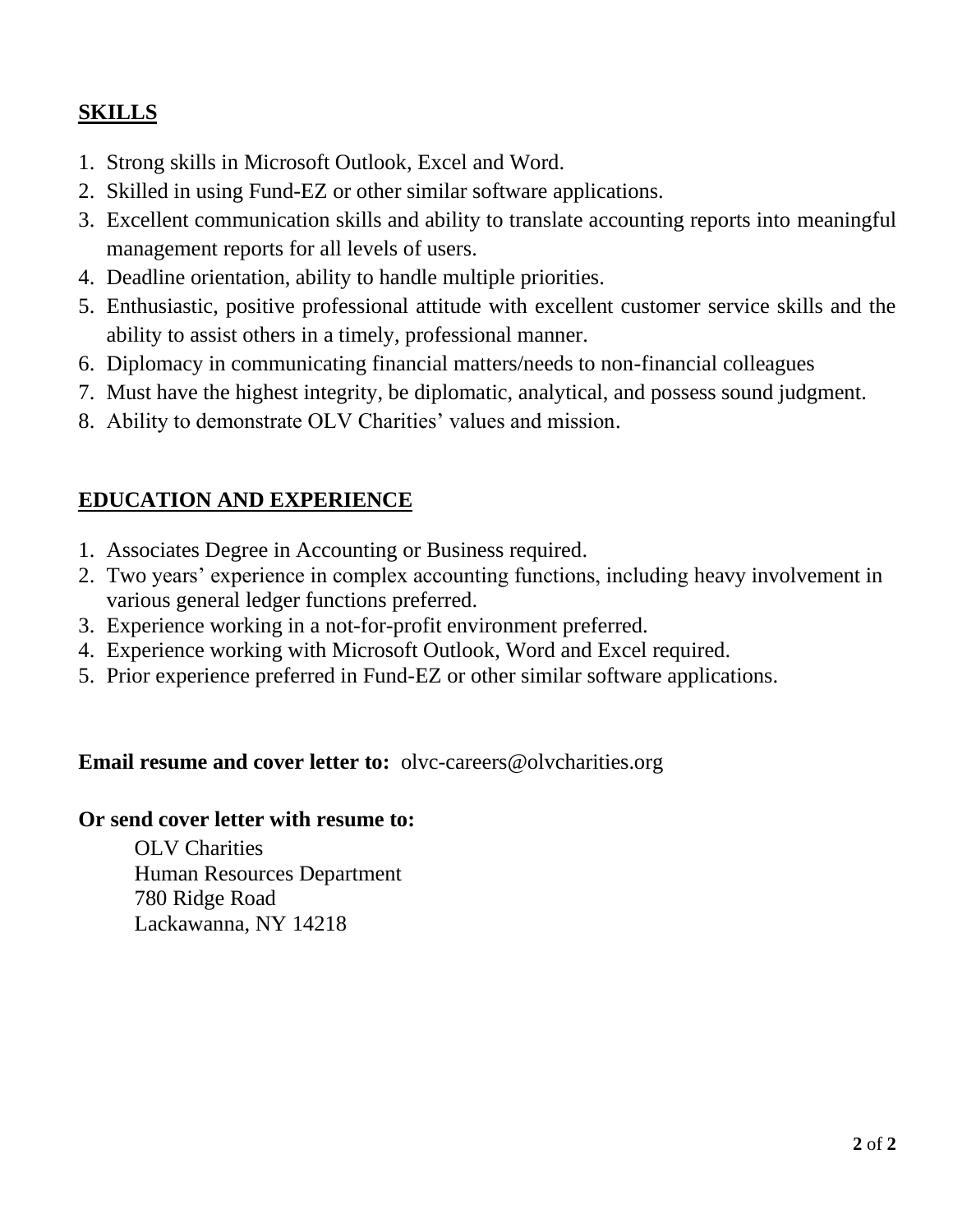## SKILLS

1. Strong skills in Microsoft Outlook, Excel and Word.
2. Skilled in using Fund-EZ or other similar software applications.
3. Excellent communication skills and ability to translate accounting reports into meaningful management reports for all levels of users.
4. Deadline orientation, ability to handle multiple priorities.
5. Enthusiastic, positive professional attitude with excellent customer service skills and the ability to assist others in a timely, professional manner.
6. Diplomacy in communicating financial matters/needs to non-financial colleagues
7. Must have the highest integrity, be diplomatic, analytical, and possess sound judgment.
8. Ability to demonstrate OLV Charities' values and mission.

## EDUCATION AND EXPERIENCE

1. Associates Degree in Accounting or Business required.
2. Two years' experience in complex accounting functions, including heavy involvement in various general ledger functions preferred.
3. Experience working in a not-for-profit environment preferred.
4. Experience working with Microsoft Outlook, Word and Excel required.
5. Prior experience preferred in Fund-EZ or other similar software applications.

**Email resume and cover letter to:** olvc-careers@olvcharities.org

**Or send cover letter with resume to:**

OLV Charities
Human Resources Department
780 Ridge Road
Lackawanna, NY 14218